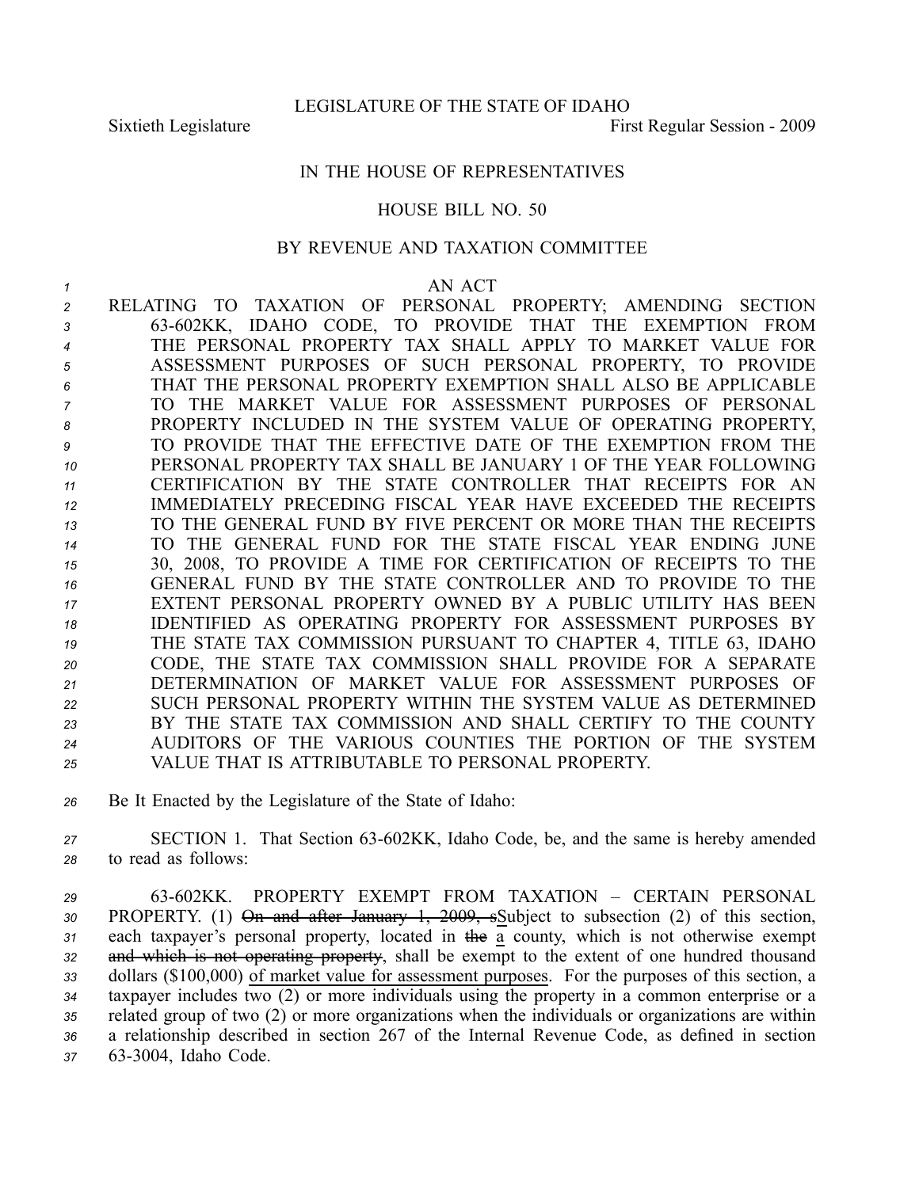LEGISLATURE OF THE STATE OF IDAHO

Sixtieth Legislature First Regular Session - 2009

IN THE HOUSE OF REPRESENTATIVES

HOUSE BILL NO. 50

BY REVENUE AND TAXATION COMMITTEE

AN ACT

RELATING TO TAXATION OF PERSONAL PROPERTY; AMENDING SECTION 63-602KK, IDAHO CODE, TO PROVIDE THAT THE EXEMPTION FROM THE PERSONAL PROPERTY TAX SHALL APPLY TO MARKET VALUE FOR ASSESSMENT PURPOSES OF SUCH PERSONAL PROPERTY, TO PROVIDE THAT THE PERSONAL PROPERTY EXEMPTION SHALL ALSO BE APPLICABLE TO THE MARKET VALUE FOR ASSESSMENT PURPOSES OF PERSONAL PROPERTY INCLUDED IN THE SYSTEM VALUE OF OPERATING PROPERTY, TO PROVIDE THAT THE EFFECTIVE DATE OF THE EXEMPTION FROM THE PERSONAL PROPERTY TAX SHALL BE JANUARY 1 OF THE YEAR FOLLOWING CERTIFICATION BY THE STATE CONTROLLER THAT RECEIPTS FOR AN IMMEDIATELY PRECEDING FISCAL YEAR HAVE EXCEEDED THE RECEIPTS TO THE GENERAL FUND BY FIVE PERCENT OR MORE THAN THE RECEIPTS TO THE GENERAL FUND FOR THE STATE FISCAL YEAR ENDING JUNE 30, 2008, TO PROVIDE A TIME FOR CERTIFICATION OF RECEIPTS TO THE GENERAL FUND BY THE STATE CONTROLLER AND TO PROVIDE TO THE EXTENT PERSONAL PROPERTY OWNED BY A PUBLIC UTILITY HAS BEEN IDENTIFIED AS OPERATING PROPERTY FOR ASSESSMENT PURPOSES BY THE STATE TAX COMMISSION PURSUANT TO CHAPTER 4, TITLE 63, IDAHO CODE, THE STATE TAX COMMISSION SHALL PROVIDE FOR A SEPARATE DETERMINATION OF MARKET VALUE FOR ASSESSMENT PURPOSES OF SUCH PERSONAL PROPERTY WITHIN THE SYSTEM VALUE AS DETERMINED BY THE STATE TAX COMMISSION AND SHALL CERTIFY TO THE COUNTY AUDITORS OF THE VARIOUS COUNTIES THE PORTION OF THE SYSTEM VALUE THAT IS ATTRIBUTABLE TO PERSONAL PROPERTY.

Be It Enacted by the Legislature of the State of Idaho:

SECTION 1. That Section 63-602KK, Idaho Code, be, and the same is hereby amended to read as follows:

63-602KK. PROPERTY EXEMPT FROM TAXATION – CERTAIN PERSONAL PROPERTY. (1) ~~On and after January 1, 2009, s~~Subject to subsection (2) of this section, each taxpayer's personal property, located in ~~the~~ a county, which is not otherwise exempt ~~and which is not operating property~~, shall be exempt to the extent of one hundred thousand dollars ($100,000) of market value for assessment purposes. For the purposes of this section, a taxpayer includes two (2) or more individuals using the property in a common enterprise or a related group of two (2) or more organizations when the individuals or organizations are within a relationship described in section 267 of the Internal Revenue Code, as defined in section 63-3004, Idaho Code.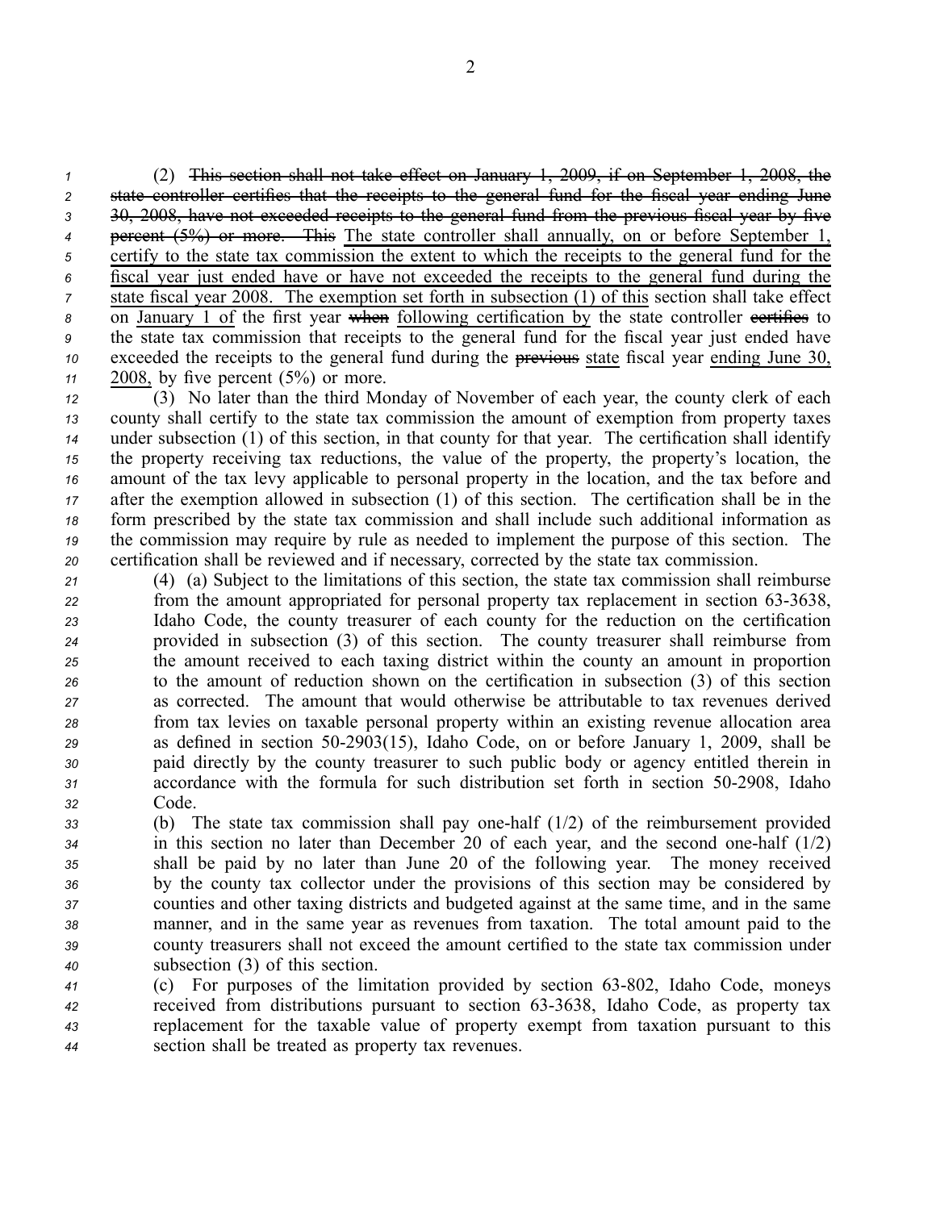(2) ~~This section shall not take effect on January 1, 2009, if on September 1, 2008, the state controller certifies that the receipts to the general fund for the fiscal year ending June 30, 2008, have not exceeded receipts to the general fund from the previous fiscal year by five percent (5%) or more. This~~ <u>The state controller shall annually, on or before September 1, certify to the state tax commission the extent to which the receipts to the general fund for the fiscal year just ended have or have not exceeded the receipts to the general fund during the state fiscal year 2008. The exemption set forth in subsection (1) of this</u> section shall take effect on <u>January 1 of</u> the first year ~~when~~ <u>following certification by</u> the state controller ~~certifies~~ to the state tax commission that receipts to the general fund for the fiscal year just ended have exceeded the receipts to the general fund during the ~~previous~~ <u>state</u> fiscal year <u>ending June 30, 2008,</u> by five percent (5%) or more.

(3) No later than the third Monday of November of each year, the county clerk of each county shall certify to the state tax commission the amount of exemption from property taxes under subsection (1) of this section, in that county for that year. The certification shall identify the property receiving tax reductions, the value of the property, the property's location, the amount of the tax levy applicable to personal property in the location, and the tax before and after the exemption allowed in subsection (1) of this section. The certification shall be in the form prescribed by the state tax commission and shall include such additional information as the commission may require by rule as needed to implement the purpose of this section. The certification shall be reviewed and if necessary, corrected by the state tax commission.

(4) (a) Subject to the limitations of this section, the state tax commission shall reimburse from the amount appropriated for personal property tax replacement in section 63-3638, Idaho Code, the county treasurer of each county for the reduction on the certification provided in subsection (3) of this section. The county treasurer shall reimburse from the amount received to each taxing district within the county an amount in proportion to the amount of reduction shown on the certification in subsection (3) of this section as corrected. The amount that would otherwise be attributable to tax revenues derived from tax levies on taxable personal property within an existing revenue allocation area as defined in section 50-2903(15), Idaho Code, on or before January 1, 2009, shall be paid directly by the county treasurer to such public body or agency entitled therein in accordance with the formula for such distribution set forth in section 50-2908, Idaho Code.

(b) The state tax commission shall pay one-half (1/2) of the reimbursement provided in this section no later than December 20 of each year, and the second one-half (1/2) shall be paid by no later than June 20 of the following year. The money received by the county tax collector under the provisions of this section may be considered by counties and other taxing districts and budgeted against at the same time, and in the same manner, and in the same year as revenues from taxation. The total amount paid to the county treasurers shall not exceed the amount certified to the state tax commission under subsection (3) of this section.

(c) For purposes of the limitation provided by section 63-802, Idaho Code, moneys received from distributions pursuant to section 63-3638, Idaho Code, as property tax replacement for the taxable value of property exempt from taxation pursuant to this section shall be treated as property tax revenues.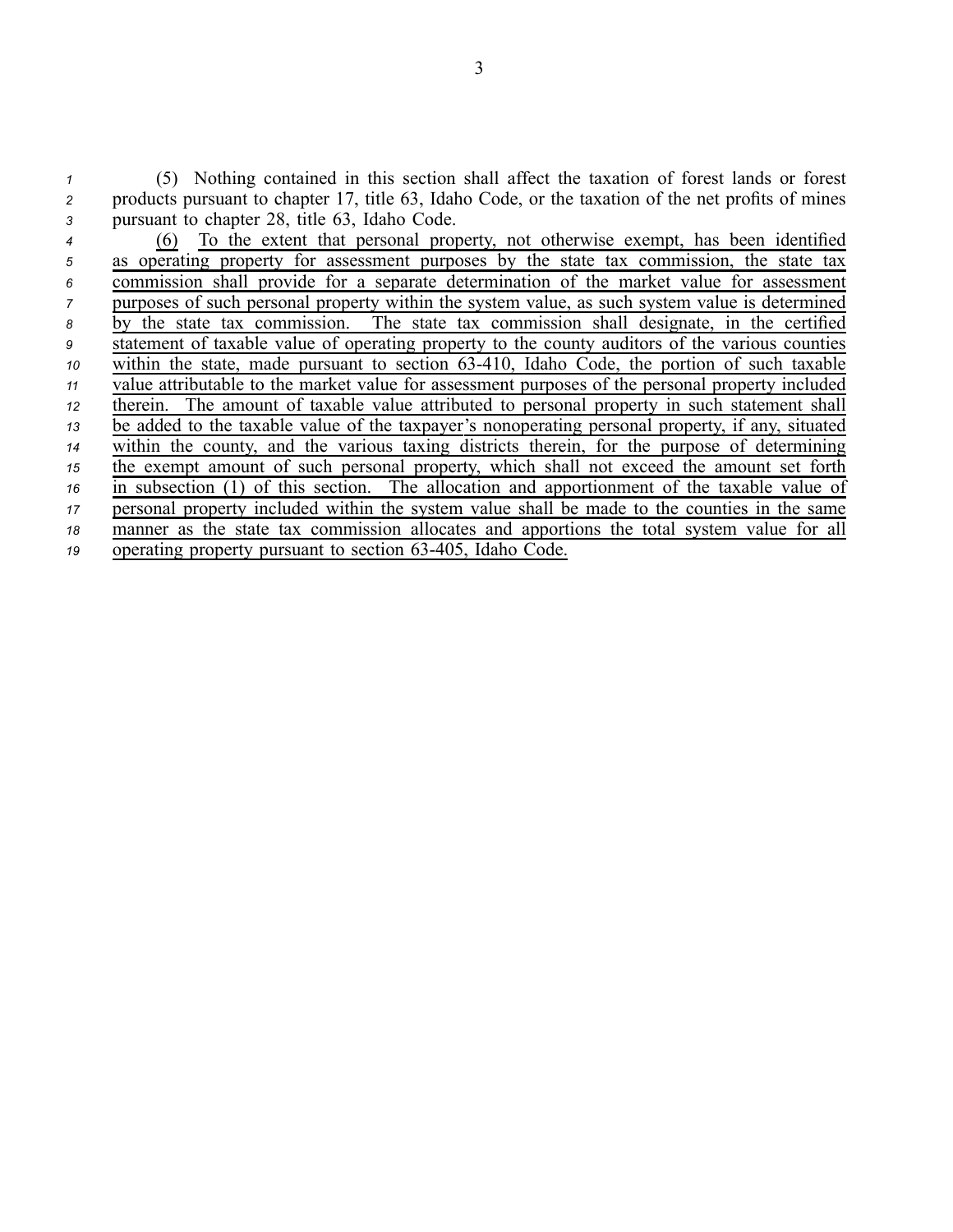(5) Nothing contained in this section shall affect the taxation of forest lands or forest products pursuant to chapter 17, title 63, Idaho Code, or the taxation of the net profits of mines pursuant to chapter 28, title 63, Idaho Code.

<u>(6) To the extent that personal property, not otherwise exempt, has been identified as operating property for assessment purposes by the state tax commission, the state tax commission shall provide for a separate determination of the market value for assessment purposes of such personal property within the system value, as such system value is determined by the state tax commission. The state tax commission shall designate, in the certified statement of taxable value of operating property to the county auditors of the various counties within the state, made pursuant to section 63-410, Idaho Code, the portion of such taxable value attributable to the market value for assessment purposes of the personal property included therein. The amount of taxable value attributed to personal property in such statement shall be added to the taxable value of the taxpayer's nonoperating personal property, if any, situated within the county, and the various taxing districts therein, for the purpose of determining the exempt amount of such personal property, which shall not exceed the amount set forth in subsection (1) of this section. The allocation and apportionment of the taxable value of personal property included within the system value shall be made to the counties in the same manner as the state tax commission allocates and apportions the total system value for all operating property pursuant to section 63-405, Idaho Code.</u>